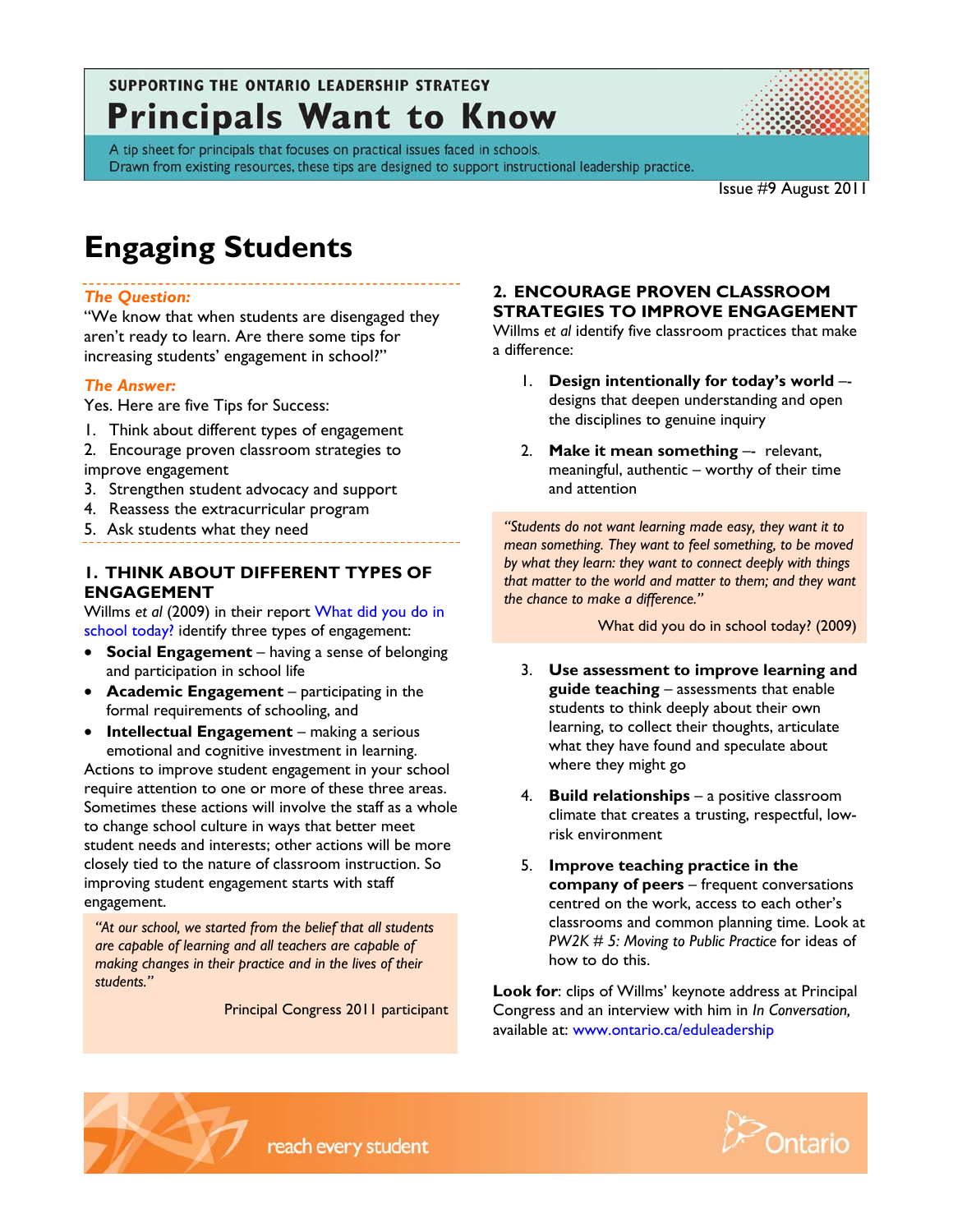SUPPORTING THE ONTARIO LEADERSHIP STRATEGY

# Principals Want to Know

A tip sheet for principals that focuses on practical issues faced in schools.
Drawn from existing resources, these tips are designed to support instructional leadership practice.

Issue #9 August 2011

# Engaging Students

***The Question:***

"We know that when students are disengaged they aren't ready to learn. Are there some tips for increasing students' engagement in school?"

***The Answer:***

Yes. Here are five Tips for Success:

1. Think about different types of engagement
2. Encourage proven classroom strategies to improve engagement
3. Strengthen student advocacy and support
4. Reassess the extracurricular program
5. Ask students what they need

## 1. THINK ABOUT DIFFERENT TYPES OF ENGAGEMENT

Willms *et al* (2009) in their report What did you do in school today? identify three types of engagement:

- **Social Engagement** – having a sense of belonging and participation in school life
- **Academic Engagement** – participating in the formal requirements of schooling, and
- **Intellectual Engagement** – making a serious emotional and cognitive investment in learning.

Actions to improve student engagement in your school require attention to one or more of these three areas. Sometimes these actions will involve the staff as a whole to change school culture in ways that better meet student needs and interests; other actions will be more closely tied to the nature of classroom instruction. So improving student engagement starts with staff engagement.

> *"At our school, we started from the belief that all students are capable of learning and all teachers are capable of making changes in their practice and in the lives of their students."*
>
> Principal Congress 2011 participant

## 2. ENCOURAGE PROVEN CLASSROOM STRATEGIES TO IMPROVE ENGAGEMENT

Willms *et al* identify five classroom practices that make a difference:

1. **Design intentionally for today's world** –- designs that deepen understanding and open the disciplines to genuine inquiry
2. **Make it mean something** –- relevant, meaningful, authentic – worthy of their time and attention

> *"Students do not want learning made easy, they want it to mean something. They want to feel something, to be moved by what they learn: they want to connect deeply with things that matter to the world and matter to them; and they want the chance to make a difference."*
>
> What did you do in school today? (2009)

3. **Use assessment to improve learning and guide teaching** – assessments that enable students to think deeply about their own learning, to collect their thoughts, articulate what they have found and speculate about where they might go
4. **Build relationships** – a positive classroom climate that creates a trusting, respectful, low-risk environment
5. **Improve teaching practice in the company of peers** – frequent conversations centred on the work, access to each other's classrooms and common planning time. Look at *PW2K # 5: Moving to Public Practice* for ideas of how to do this.

**Look for**: clips of Willms' keynote address at Principal Congress and an interview with him in *In Conversation,* available at: www.ontario.ca/eduleadership

reach every student

Ontario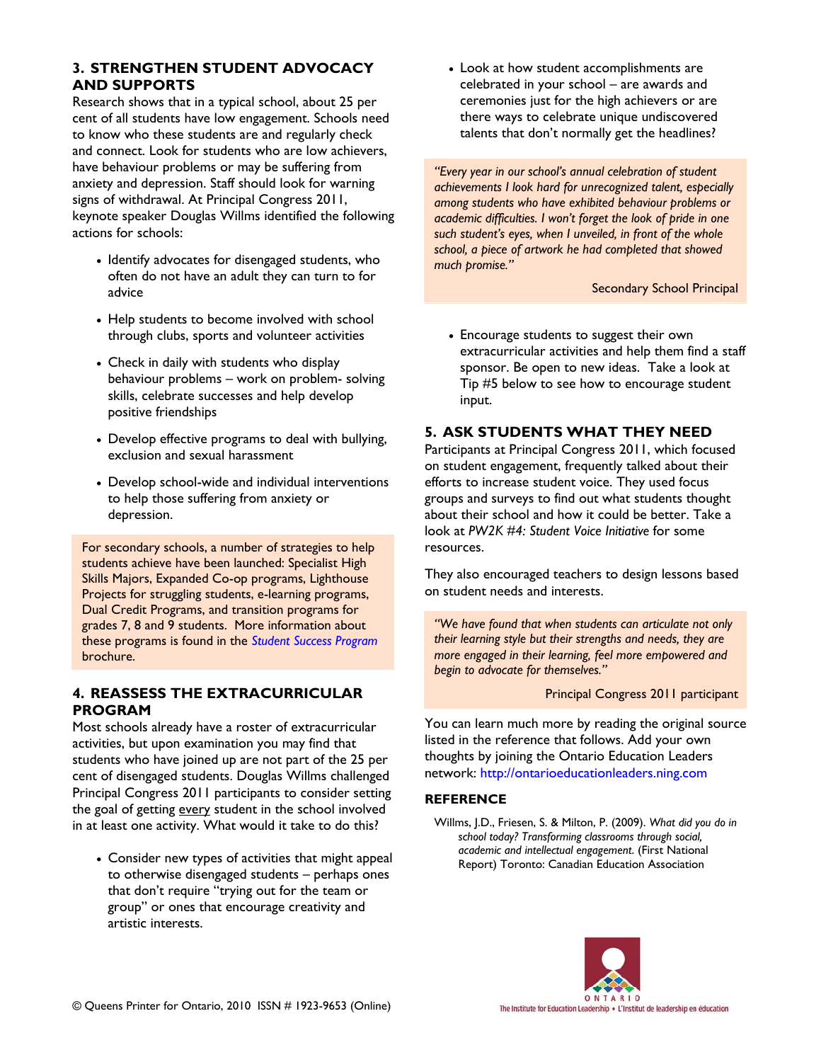## 3. STRENGTHEN STUDENT ADVOCACY AND SUPPORTS

Research shows that in a typical school, about 25 per cent of all students have low engagement. Schools need to know who these students are and regularly check and connect. Look for students who are low achievers, have behaviour problems or may be suffering from anxiety and depression. Staff should look for warning signs of withdrawal. At Principal Congress 2011, keynote speaker Douglas Willms identified the following actions for schools:

- Identify advocates for disengaged students, who often do not have an adult they can turn to for advice
- Help students to become involved with school through clubs, sports and volunteer activities
- Check in daily with students who display behaviour problems – work on problem- solving skills, celebrate successes and help develop positive friendships
- Develop effective programs to deal with bullying, exclusion and sexual harassment
- Develop school-wide and individual interventions to help those suffering from anxiety or depression.

For secondary schools, a number of strategies to help students achieve have been launched: Specialist High Skills Majors, Expanded Co-op programs, Lighthouse Projects for struggling students, e-learning programs, Dual Credit Programs, and transition programs for grades 7, 8 and 9 students. More information about these programs is found in the *Student Success Program* brochure.

## 4. REASSESS THE EXTRACURRICULAR PROGRAM

Most schools already have a roster of extracurricular activities, but upon examination you may find that students who have joined up are not part of the 25 per cent of disengaged students. Douglas Willms challenged Principal Congress 2011 participants to consider setting the goal of getting <u>every</u> student in the school involved in at least one activity. What would it take to do this?

- Consider new types of activities that might appeal to otherwise disengaged students – perhaps ones that don't require "trying out for the team or group" or ones that encourage creativity and artistic interests.
- Look at how student accomplishments are celebrated in your school – are awards and ceremonies just for the high achievers or are there ways to celebrate unique undiscovered talents that don't normally get the headlines?

*"Every year in our school's annual celebration of student achievements I look hard for unrecognized talent, especially among students who have exhibited behaviour problems or academic difficulties. I won't forget the look of pride in one such student's eyes, when I unveiled, in front of the whole school, a piece of artwork he had completed that showed much promise."*

Secondary School Principal

- Encourage students to suggest their own extracurricular activities and help them find a staff sponsor. Be open to new ideas. Take a look at Tip #5 below to see how to encourage student input.

## 5. ASK STUDENTS WHAT THEY NEED

Participants at Principal Congress 2011, which focused on student engagement, frequently talked about their efforts to increase student voice. They used focus groups and surveys to find out what students thought about their school and how it could be better. Take a look at *PW2K #4: Student Voice Initiative* for some resources.

They also encouraged teachers to design lessons based on student needs and interests.

*"We have found that when students can articulate not only their learning style but their strengths and needs, they are more engaged in their learning, feel more empowered and begin to advocate for themselves."*

Principal Congress 2011 participant

You can learn much more by reading the original source listed in the reference that follows. Add your own thoughts by joining the Ontario Education Leaders network: http://ontarioeducationleaders.ning.com

## REFERENCE

Willms, J.D., Friesen, S. & Milton, P. (2009). *What did you do in school today? Transforming classrooms through social, academic and intellectual engagement.* (First National Report) Toronto: Canadian Education Association

© Queens Printer for Ontario, 2010 ISSN # 1923-9653 (Online)

ONTARIO
The Institute for Education Leadership • L'Institut de leadership en éducation